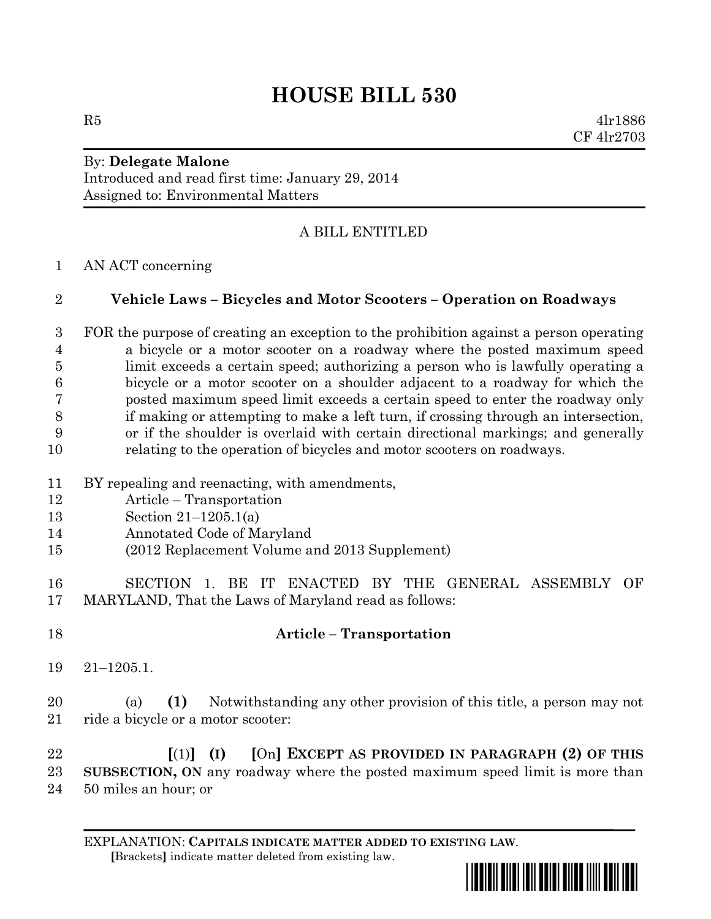# HOUSE BILL 530

R5 4lr1886
CF 4lr2703

By: **Delegate Malone**
Introduced and read first time: January 29, 2014
Assigned to: Environmental Matters

A BILL ENTITLED

1 AN ACT concerning

2 **Vehicle Laws – Bicycles and Motor Scooters – Operation on Roadways**

3 FOR the purpose of creating an exception to the prohibition against a person operating
4 a bicycle or a motor scooter on a roadway where the posted maximum speed
5 limit exceeds a certain speed; authorizing a person who is lawfully operating a
6 bicycle or a motor scooter on a shoulder adjacent to a roadway for which the
7 posted maximum speed limit exceeds a certain speed to enter the roadway only
8 if making or attempting to make a left turn, if crossing through an intersection,
9 or if the shoulder is overlaid with certain directional markings; and generally
10 relating to the operation of bicycles and motor scooters on roadways.

11 BY repealing and reenacting, with amendments,
12 Article – Transportation
13 Section 21–1205.1(a)
14 Annotated Code of Maryland
15 (2012 Replacement Volume and 2013 Supplement)

16 SECTION 1. BE IT ENACTED BY THE GENERAL ASSEMBLY OF
17 MARYLAND, That the Laws of Maryland read as follows:

18 **Article – Transportation**

19 21–1205.1.

20 (a) **(1)** Notwithstanding any other provision of this title, a person may not
21 ride a bicycle or a motor scooter:

22 **[**(1)**]** **(I)** **[**On**]** **EXCEPT AS PROVIDED IN PARAGRAPH (2) OF THIS**
23 **SUBSECTION, ON** any roadway where the posted maximum speed limit is more than
24 50 miles an hour; or

EXPLANATION: **CAPITALS INDICATE MATTER ADDED TO EXISTING LAW.**
**[**Brackets**]** indicate matter deleted from existing law.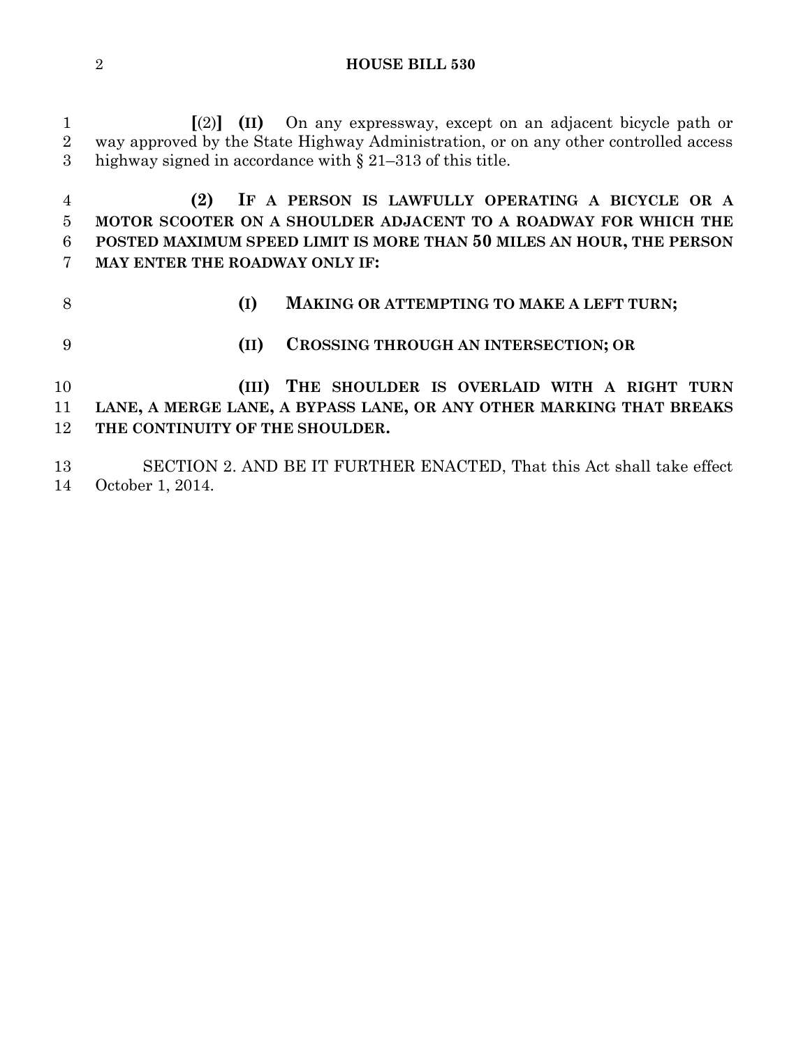**[**(2)**] (II)** On any expressway, except on an adjacent bicycle path or way approved by the State Highway Administration, or on any other controlled access highway signed in accordance with § 21–313 of this title.

**(2) IF A PERSON IS LAWFULLY OPERATING A BICYCLE OR A MOTOR SCOOTER ON A SHOULDER ADJACENT TO A ROADWAY FOR WHICH THE POSTED MAXIMUM SPEED LIMIT IS MORE THAN 50 MILES AN HOUR, THE PERSON MAY ENTER THE ROADWAY ONLY IF:**

**(I) MAKING OR ATTEMPTING TO MAKE A LEFT TURN;**

**(II) CROSSING THROUGH AN INTERSECTION; OR**

**(III) THE SHOULDER IS OVERLAID WITH A RIGHT TURN LANE, A MERGE LANE, A BYPASS LANE, OR ANY OTHER MARKING THAT BREAKS THE CONTINUITY OF THE SHOULDER.**

SECTION 2. AND BE IT FURTHER ENACTED, That this Act shall take effect October 1, 2014.